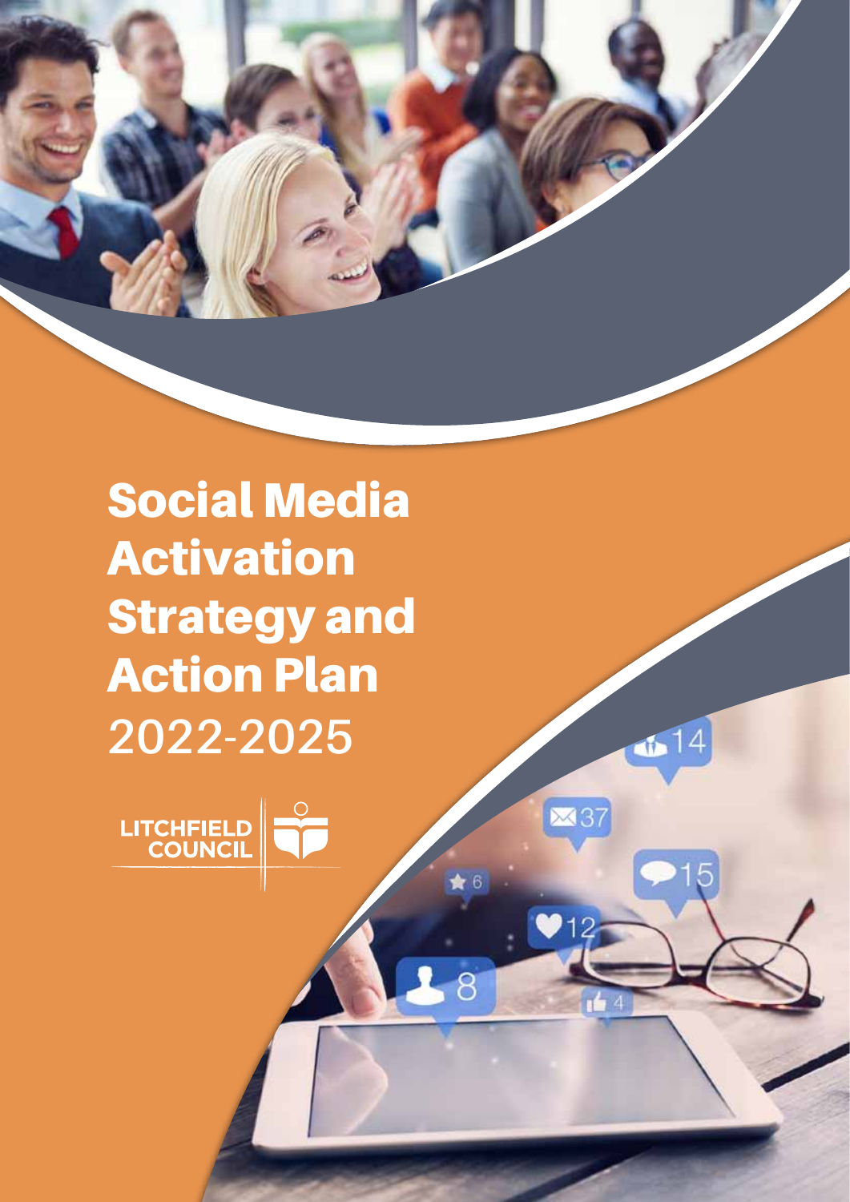# Social Media Activation Strategy and Action Plan 2022-2025

LITCHFIELD COUNCIL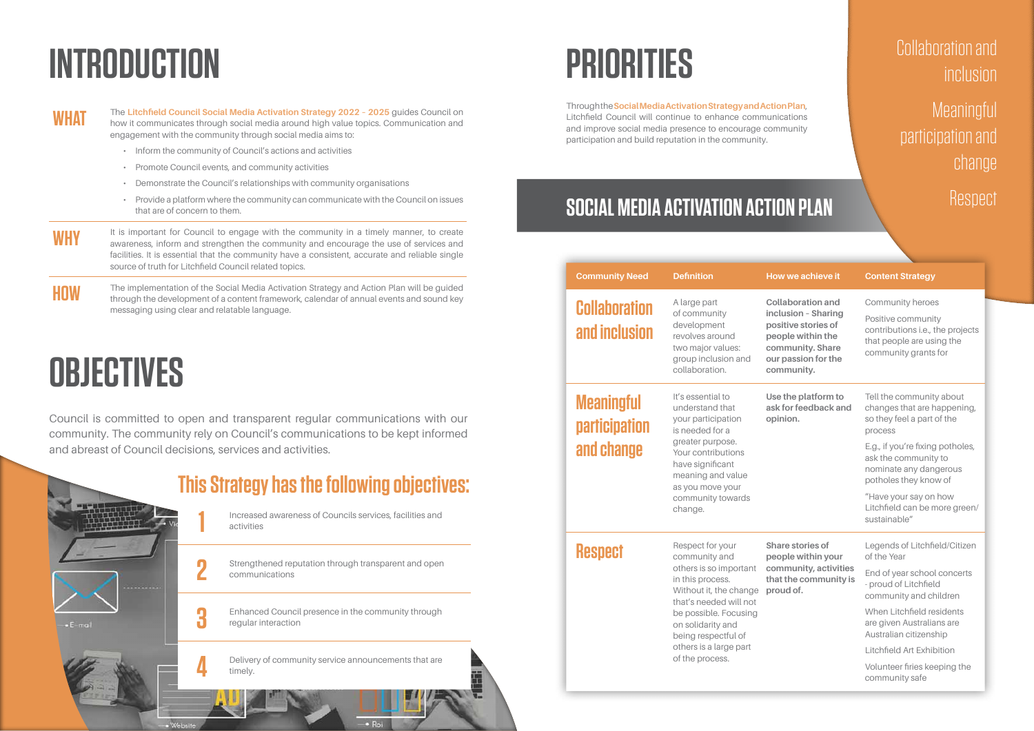# INTRODUCTION

**WHAT**

The **Litchfield Council Social Media Activation Strategy 2022 – 2025** guides Council on how it communicates through social media around high value topics. Communication and engagement with the community through social media aims to:

- Inform the community of Council's actions and activities
- Promote Council events, and community activities
- Demonstrate the Council's relationships with community organisations
- Provide a platform where the community can communicate with the Council on issues that are of concern to them.

**WHY**

It is important for Council to engage with the community in a timely manner, to create awareness, inform and strengthen the community and encourage the use of services and facilities. It is essential that the community have a consistent, accurate and reliable single source of truth for Litchfield Council related topics.

**HOW**

The implementation of the Social Media Activation Strategy and Action Plan will be guided through the development of a content framework, calendar of annual events and sound key messaging using clear and relatable language.

# OBJECTIVES

Council is committed to open and transparent regular communications with our community. The community rely on Council's communications to be kept informed and abreast of Council decisions, services and activities.

## This Strategy has the following objectives:

1. Increased awareness of Councils services, facilities and activities
2. Strengthened reputation through transparent and open communications
3. Enhanced Council presence in the community through regular interaction
4. Delivery of community service announcements that are timely.

# PRIORITIES

Through the **Social Media Activation Strategy and Action Plan**, Litchfield Council will continue to enhance communications and improve social media presence to encourage community participation and build reputation in the community.

- Collaboration and inclusion
- Meaningful participation and change
- Respect

## SOCIAL MEDIA ACTIVATION ACTION PLAN

| Community Need | Definition | How we achieve it | Content Strategy |
|---|---|---|---|
| Collaboration and inclusion | A large part of community development revolves around two major values: group inclusion and collaboration. | **Collaboration and inclusion - Sharing positive stories of people within the community. Share our passion for the community.** | Community heroes<br>Positive community contributions i.e., the projects that people are using the community grants for |
| Meaningful participation and change | It's essential to understand that your participation is needed for a greater purpose. Your contributions have significant meaning and value as you move your community towards change. | **Use the platform to ask for feedback and opinion.** | Tell the community about changes that are happening, so they feel a part of the process<br>E.g., if you're fixing potholes, ask the community to nominate any dangerous potholes they know of<br>"Have your say on how Litchfield can be more green/ sustainable" |
| Respect | Respect for your community and others is so important in this process. Without it, the change that's needed will not be possible. Focusing on solidarity and being respectful of others is a large part of the process. | **Share stories of people within your community, activities that the community is proud of.** | Legends of Litchfield/Citizen of the Year<br>End of year school concerts - proud of Litchfield community and children<br>When Litchfield residents are given Australians are Australian citizenship<br>Litchfield Art Exhibition<br>Volunteer firies keeping the community safe |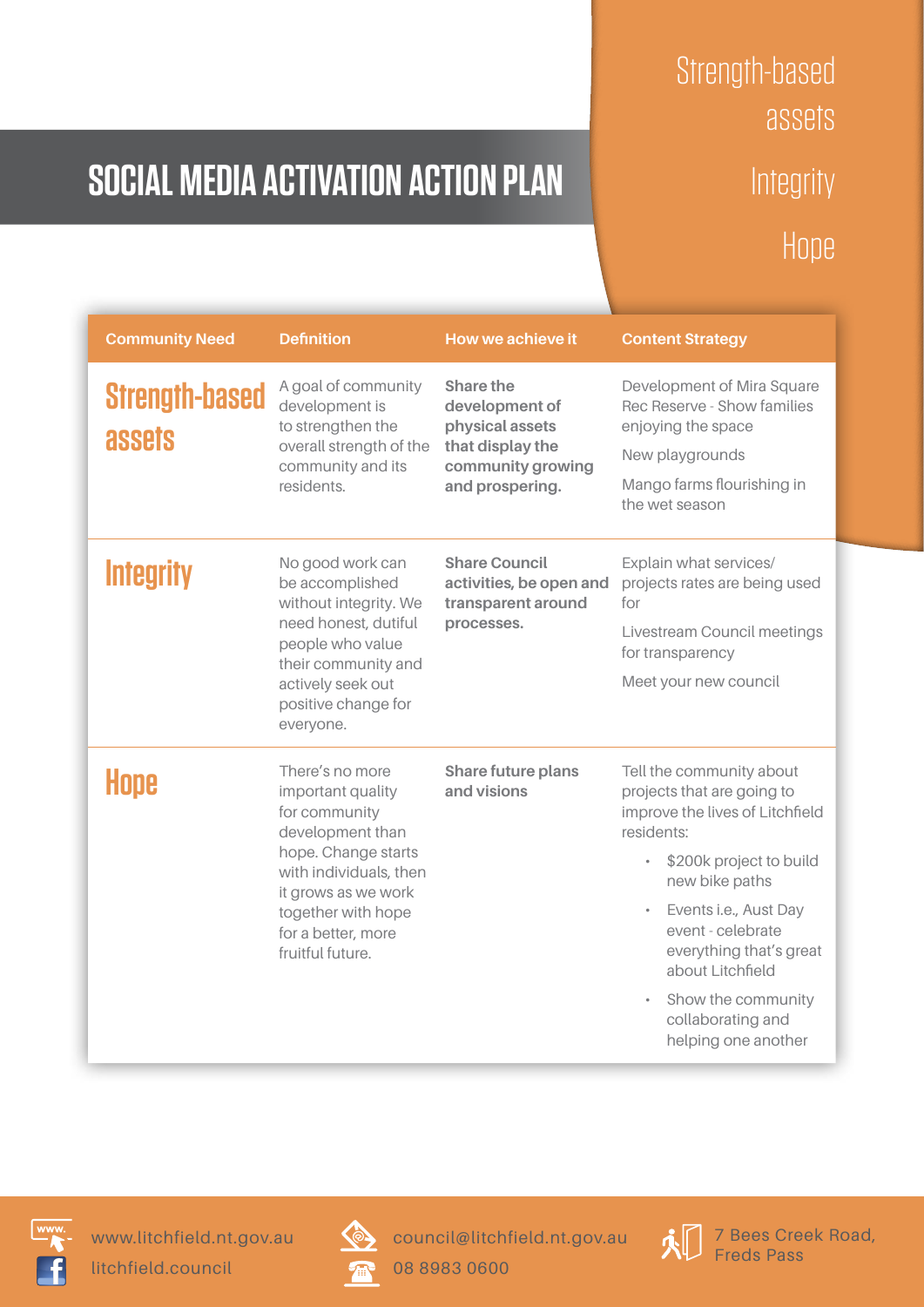# SOCIAL MEDIA ACTIVATION ACTION PLAN

Strength-based assets

Integrity

Hope

| Community Need | Definition | How we achieve it | Content Strategy |
|---|---|---|---|
| **Strength-based assets** | A goal of community development is to strengthen the overall strength of the community and its residents. | **Share the development of physical assets that display the community growing and prospering.** | Development of Mira Square Rec Reserve - Show families enjoying the space<br><br>New playgrounds<br><br>Mango farms flourishing in the wet season |
| **Integrity** | No good work can be accomplished without integrity. We need honest, dutiful people who value their community and actively seek out positive change for everyone. | **Share Council activities, be open and transparent around processes.** | Explain what services/ projects rates are being used for<br><br>Livestream Council meetings for transparency<br><br>Meet your new council |
| **Hope** | There's no more important quality for community development than hope. Change starts with individuals, then it grows as we work together with hope for a better, more fruitful future. | **Share future plans and visions** | Tell the community about projects that are going to improve the lives of Litchfield residents:<br>• $200k project to build new bike paths<br>• Events i.e., Aust Day event - celebrate everything that's great about Litchfield<br>• Show the community collaborating and helping one another |

www.litchfield.nt.gov.au
litchfield.council
council@litchfield.nt.gov.au
08 8983 0600
7 Bees Creek Road, Freds Pass